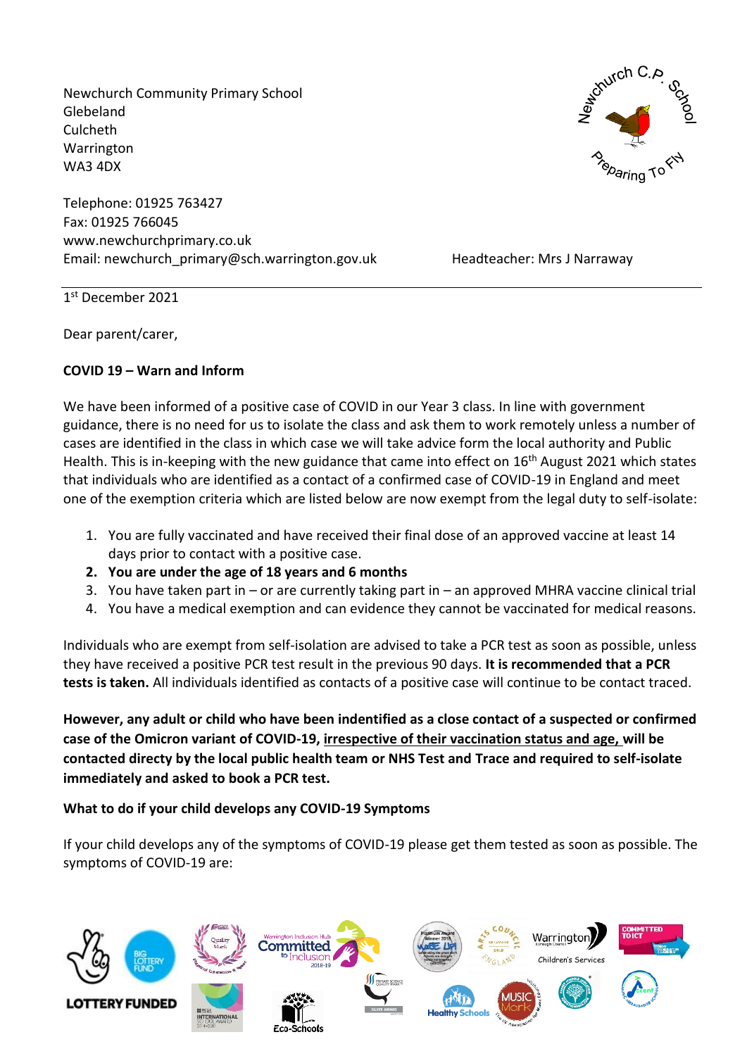Newchurch Community Primary School
Glebeland
Culcheth
Warrington
WA3 4DX

Telephone: 01925 763427
Fax: 01925 766045
www.newchurchprimary.co.uk
Email: newchurch_primary@sch.warrington.gov.uk

Headteacher: Mrs J Narraway

---

1st December 2021

Dear parent/carer,

**COVID 19 – Warn and Inform**

We have been informed of a positive case of COVID in our Year 3 class. In line with government guidance, there is no need for us to isolate the class and ask them to work remotely unless a number of cases are identified in the class in which case we will take advice form the local authority and Public Health. This is in-keeping with the new guidance that came into effect on 16th August 2021 which states that individuals who are identified as a contact of a confirmed case of COVID-19 in England and meet one of the exemption criteria which are listed below are now exempt from the legal duty to self-isolate:

1. You are fully vaccinated and have received their final dose of an approved vaccine at least 14 days prior to contact with a positive case.
2. **You are under the age of 18 years and 6 months**
3. You have taken part in – or are currently taking part in – an approved MHRA vaccine clinical trial
4. You have a medical exemption and can evidence they cannot be vaccinated for medical reasons.

Individuals who are exempt from self-isolation are advised to take a PCR test as soon as possible, unless they have received a positive PCR test result in the previous 90 days. **It is recommended that a PCR tests is taken.** All individuals identified as contacts of a positive case will continue to be contact traced.

**However, any adult or child who have been indentified as a close contact of a suspected or confirmed case of the Omicron variant of COVID-19, <u>irrespective of their vaccination status and age,</u> will be contacted directy by the local public health team or NHS Test and Trace and required to self-isolate immediately and asked to book a PCR test.**

**What to do if your child develops any COVID-19 Symptoms**

If your child develops any of the symptoms of COVID-19 please get them tested as soon as possible. The symptoms of COVID-19 are: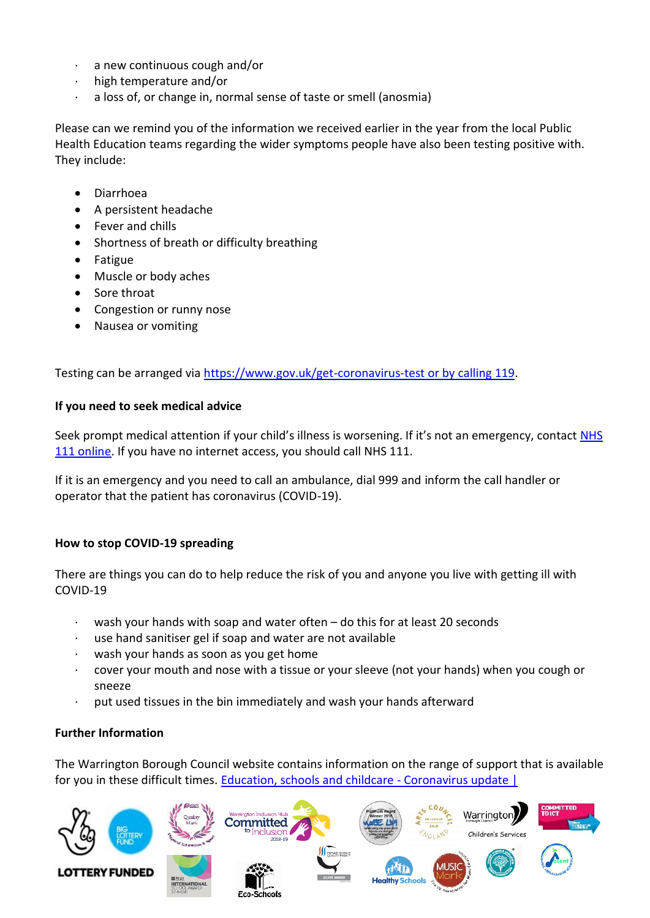- a new continuous cough and/or
- high temperature and/or
- a loss of, or change in, normal sense of taste or smell (anosmia)

Please can we remind you of the information we received earlier in the year from the local Public Health Education teams regarding the wider symptoms people have also been testing positive with. They include:

- Diarrhoea
- A persistent headache
- Fever and chills
- Shortness of breath or difficulty breathing
- Fatigue
- Muscle or body aches
- Sore throat
- Congestion or runny nose
- Nausea or vomiting

Testing can be arranged via https://www.gov.uk/get-coronavirus-test or by calling 119.

**If you need to seek medical advice**

Seek prompt medical attention if your child's illness is worsening. If it's not an emergency, contact NHS 111 online. If you have no internet access, you should call NHS 111.

If it is an emergency and you need to call an ambulance, dial 999 and inform the call handler or operator that the patient has coronavirus (COVID-19).

**How to stop COVID-19 spreading**

There are things you can do to help reduce the risk of you and anyone you live with getting ill with COVID-19

- wash your hands with soap and water often – do this for at least 20 seconds
- use hand sanitiser gel if soap and water are not available
- wash your hands as soon as you get home
- cover your mouth and nose with a tissue or your sleeve (not your hands) when you cough or sneeze
- put used tissues in the bin immediately and wash your hands afterward

**Further Information**

The Warrington Borough Council website contains information on the range of support that is available for you in these difficult times. Education, schools and childcare - Coronavirus update |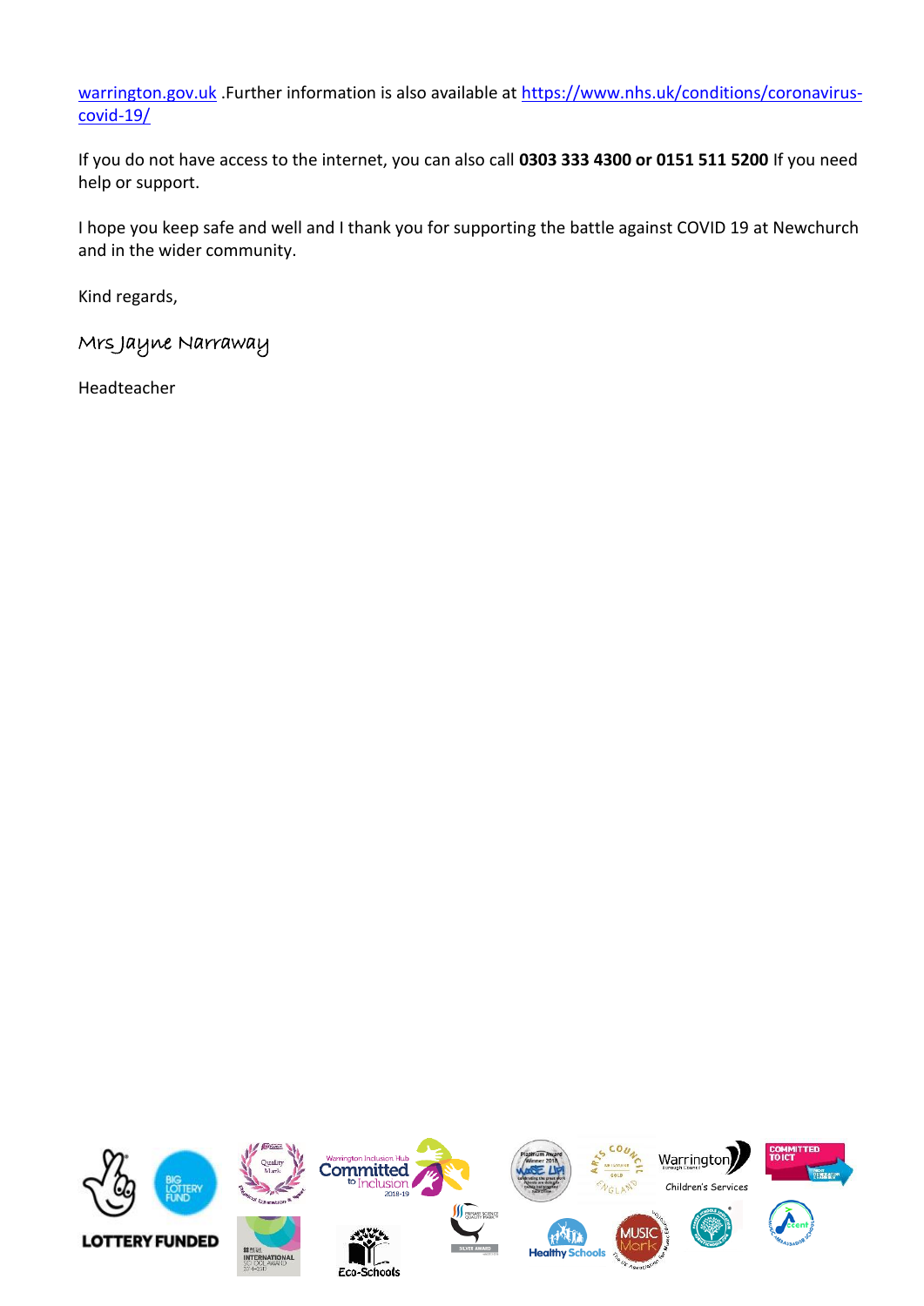warrington.gov.uk .Further information is also available at https://www.nhs.uk/conditions/coronavirus-covid-19/

If you do not have access to the internet, you can also call **0303 333 4300 or 0151 511 5200** If you need help or support.

I hope you keep safe and well and I thank you for supporting the battle against COVID 19 at Newchurch and in the wider community.

Kind regards,

Mrs Jayne Narraway

Headteacher